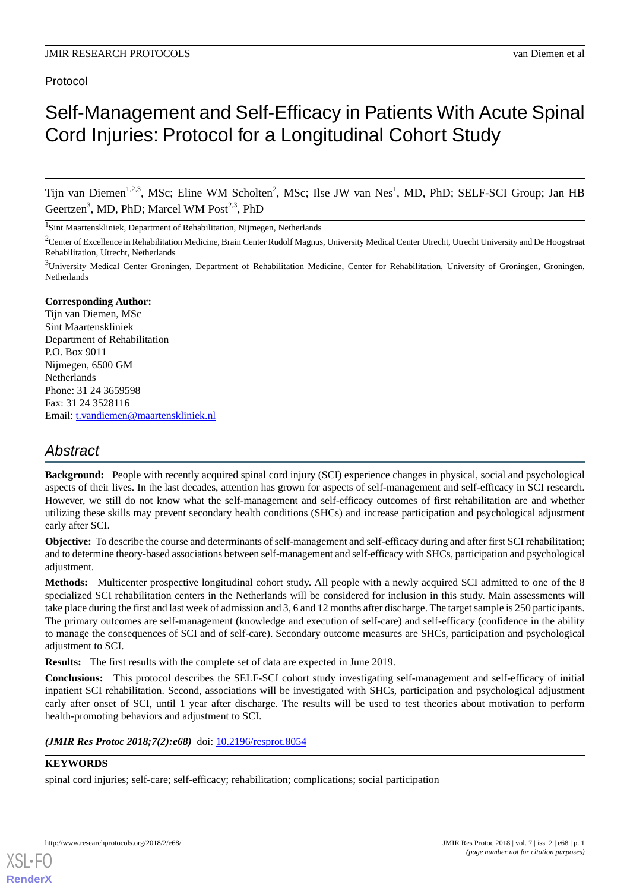Protocol

# Self-Management and Self-Efficacy in Patients With Acute Spinal Cord Injuries: Protocol for a Longitudinal Cohort Study

Tijn van Diemen[1,2,3], MSc; Eline WM Scholten[2], MSc; Ilse JW van Nes[1], MD, PhD; SELF-SCI Group; Jan HB Geertzen[3], MD, PhD; Marcel WM Post[2,3], PhD

[1]Sint Maartenskliniek, Department of Rehabilitation, Nijmegen, Netherlands

[2]Center of Excellence in Rehabilitation Medicine, Brain Center Rudolf Magnus, University Medical Center Utrecht, Utrecht University and De Hoogstraat Rehabilitation, Utrecht, Netherlands

[3]University Medical Center Groningen, Department of Rehabilitation Medicine, Center for Rehabilitation, University of Groningen, Groningen, Netherlands

**Corresponding Author:**
Tijn van Diemen, MSc
Sint Maartenskliniek
Department of Rehabilitation
P.O. Box 9011
Nijmegen, 6500 GM
Netherlands
Phone: 31 24 3659598
Fax: 31 24 3528116
Email: t.vandiemen@maartenskliniek.nl

## Abstract

**Background:** People with recently acquired spinal cord injury (SCI) experience changes in physical, social and psychological aspects of their lives. In the last decades, attention has grown for aspects of self-management and self-efficacy in SCI research. However, we still do not know what the self-management and self-efficacy outcomes of first rehabilitation are and whether utilizing these skills may prevent secondary health conditions (SHCs) and increase participation and psychological adjustment early after SCI.

**Objective:** To describe the course and determinants of self-management and self-efficacy during and after first SCI rehabilitation; and to determine theory-based associations between self-management and self-efficacy with SHCs, participation and psychological adjustment.

**Methods:** Multicenter prospective longitudinal cohort study. All people with a newly acquired SCI admitted to one of the 8 specialized SCI rehabilitation centers in the Netherlands will be considered for inclusion in this study. Main assessments will take place during the first and last week of admission and 3, 6 and 12 months after discharge. The target sample is 250 participants. The primary outcomes are self-management (knowledge and execution of self-care) and self-efficacy (confidence in the ability to manage the consequences of SCI and of self-care). Secondary outcome measures are SHCs, participation and psychological adjustment to SCI.

**Results:** The first results with the complete set of data are expected in June 2019.

**Conclusions:** This protocol describes the SELF-SCI cohort study investigating self-management and self-efficacy of initial inpatient SCI rehabilitation. Second, associations will be investigated with SHCs, participation and psychological adjustment early after onset of SCI, until 1 year after discharge. The results will be used to test theories about motivation to perform health-promoting behaviors and adjustment to SCI.

***(JMIR Res Protoc 2018;7(2):e68)*** doi: 10.2196/resprot.8054

**KEYWORDS**

spinal cord injuries; self-care; self-efficacy; rehabilitation; complications; social participation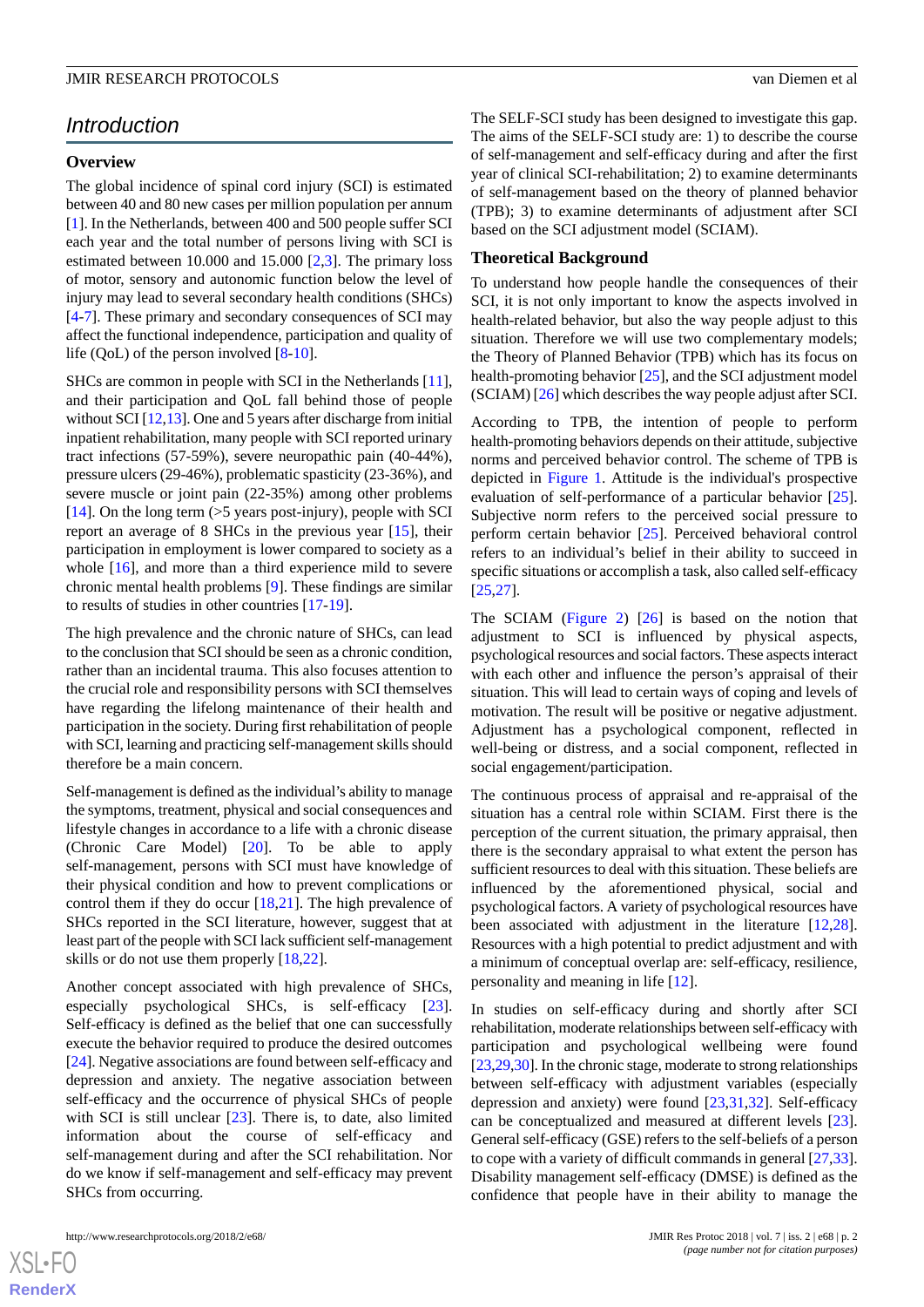## Introduction

### Overview

The global incidence of spinal cord injury (SCI) is estimated between 40 and 80 new cases per million population per annum [1]. In the Netherlands, between 400 and 500 people suffer SCI each year and the total number of persons living with SCI is estimated between 10.000 and 15.000 [2,3]. The primary loss of motor, sensory and autonomic function below the level of injury may lead to several secondary health conditions (SHCs) [4-7]. These primary and secondary consequences of SCI may affect the functional independence, participation and quality of life (QoL) of the person involved [8-10].

SHCs are common in people with SCI in the Netherlands [11], and their participation and QoL fall behind those of people without SCI [12,13]. One and 5 years after discharge from initial inpatient rehabilitation, many people with SCI reported urinary tract infections (57-59%), severe neuropathic pain (40-44%), pressure ulcers (29-46%), problematic spasticity (23-36%), and severe muscle or joint pain (22-35%) among other problems [14]. On the long term (>5 years post-injury), people with SCI report an average of 8 SHCs in the previous year [15], their participation in employment is lower compared to society as a whole [16], and more than a third experience mild to severe chronic mental health problems [9]. These findings are similar to results of studies in other countries [17-19].

The high prevalence and the chronic nature of SHCs, can lead to the conclusion that SCI should be seen as a chronic condition, rather than an incidental trauma. This also focuses attention to the crucial role and responsibility persons with SCI themselves have regarding the lifelong maintenance of their health and participation in the society. During first rehabilitation of people with SCI, learning and practicing self-management skills should therefore be a main concern.

Self-management is defined as the individual's ability to manage the symptoms, treatment, physical and social consequences and lifestyle changes in accordance to a life with a chronic disease (Chronic Care Model) [20]. To be able to apply self-management, persons with SCI must have knowledge of their physical condition and how to prevent complications or control them if they do occur [18,21]. The high prevalence of SHCs reported in the SCI literature, however, suggest that at least part of the people with SCI lack sufficient self-management skills or do not use them properly [18,22].

Another concept associated with high prevalence of SHCs, especially psychological SHCs, is self-efficacy [23]. Self-efficacy is defined as the belief that one can successfully execute the behavior required to produce the desired outcomes [24]. Negative associations are found between self-efficacy and depression and anxiety. The negative association between self-efficacy and the occurrence of physical SHCs of people with SCI is still unclear [23]. There is, to date, also limited information about the course of self-efficacy and self-management during and after the SCI rehabilitation. Nor do we know if self-management and self-efficacy may prevent SHCs from occurring.

The SELF-SCI study has been designed to investigate this gap. The aims of the SELF-SCI study are: 1) to describe the course of self-management and self-efficacy during and after the first year of clinical SCI-rehabilitation; 2) to examine determinants of self-management based on the theory of planned behavior (TPB); 3) to examine determinants of adjustment after SCI based on the SCI adjustment model (SCIAM).

### Theoretical Background

To understand how people handle the consequences of their SCI, it is not only important to know the aspects involved in health-related behavior, but also the way people adjust to this situation. Therefore we will use two complementary models; the Theory of Planned Behavior (TPB) which has its focus on health-promoting behavior [25], and the SCI adjustment model (SCIAM) [26] which describes the way people adjust after SCI.

According to TPB, the intention of people to perform health-promoting behaviors depends on their attitude, subjective norms and perceived behavior control. The scheme of TPB is depicted in Figure 1. Attitude is the individual's prospective evaluation of self-performance of a particular behavior [25]. Subjective norm refers to the perceived social pressure to perform certain behavior [25]. Perceived behavioral control refers to an individual's belief in their ability to succeed in specific situations or accomplish a task, also called self-efficacy [25,27].

The SCIAM (Figure 2) [26] is based on the notion that adjustment to SCI is influenced by physical aspects, psychological resources and social factors. These aspects interact with each other and influence the person's appraisal of their situation. This will lead to certain ways of coping and levels of motivation. The result will be positive or negative adjustment. Adjustment has a psychological component, reflected in well-being or distress, and a social component, reflected in social engagement/participation.

The continuous process of appraisal and re-appraisal of the situation has a central role within SCIAM. First there is the perception of the current situation, the primary appraisal, then there is the secondary appraisal to what extent the person has sufficient resources to deal with this situation. These beliefs are influenced by the aforementioned physical, social and psychological factors. A variety of psychological resources have been associated with adjustment in the literature [12,28]. Resources with a high potential to predict adjustment and with a minimum of conceptual overlap are: self-efficacy, resilience, personality and meaning in life [12].

In studies on self-efficacy during and shortly after SCI rehabilitation, moderate relationships between self-efficacy with participation and psychological wellbeing were found [23,29,30]. In the chronic stage, moderate to strong relationships between self-efficacy with adjustment variables (especially depression and anxiety) were found [23,31,32]. Self-efficacy can be conceptualized and measured at different levels [23]. General self-efficacy (GSE) refers to the self-beliefs of a person to cope with a variety of difficult commands in general [27,33]. Disability management self-efficacy (DMSE) is defined as the confidence that people have in their ability to manage the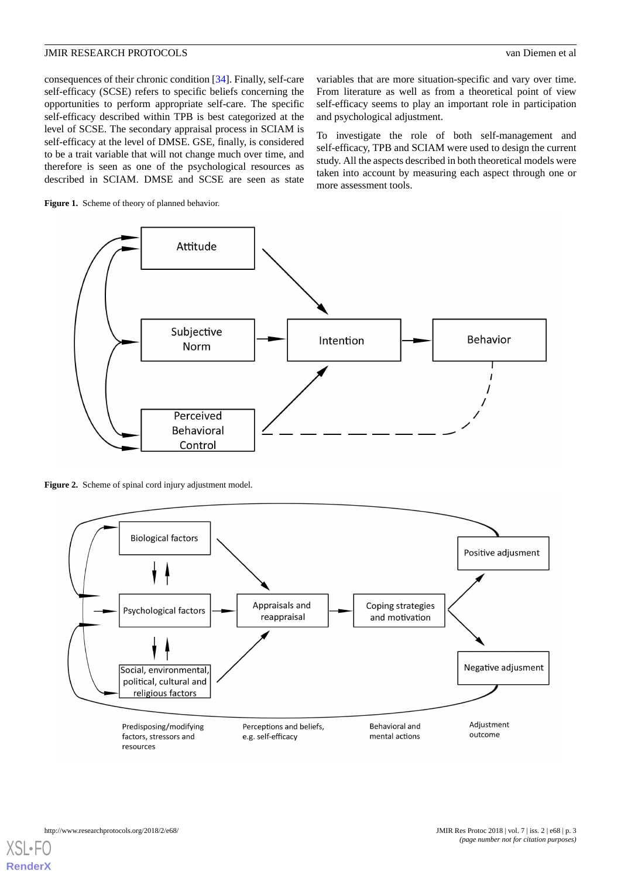consequences of their chronic condition [34]. Finally, self-care self-efficacy (SCSE) refers to specific beliefs concerning the opportunities to perform appropriate self-care. The specific self-efficacy described within TPB is best categorized at the level of SCSE. The secondary appraisal process in SCIAM is self-efficacy at the level of DMSE. GSE, finally, is considered to be a trait variable that will not change much over time, and therefore is seen as one of the psychological resources as described in SCIAM. DMSE and SCSE are seen as state variables that are more situation-specific and vary over time. From literature as well as from a theoretical point of view self-efficacy seems to play an important role in participation and psychological adjustment.

To investigate the role of both self-management and self-efficacy, TPB and SCIAM were used to design the current study. All the aspects described in both theoretical models were taken into account by measuring each aspect through one or more assessment tools.

**Figure 1.** Scheme of theory of planned behavior.

**Figure 2.** Scheme of spinal cord injury adjustment model.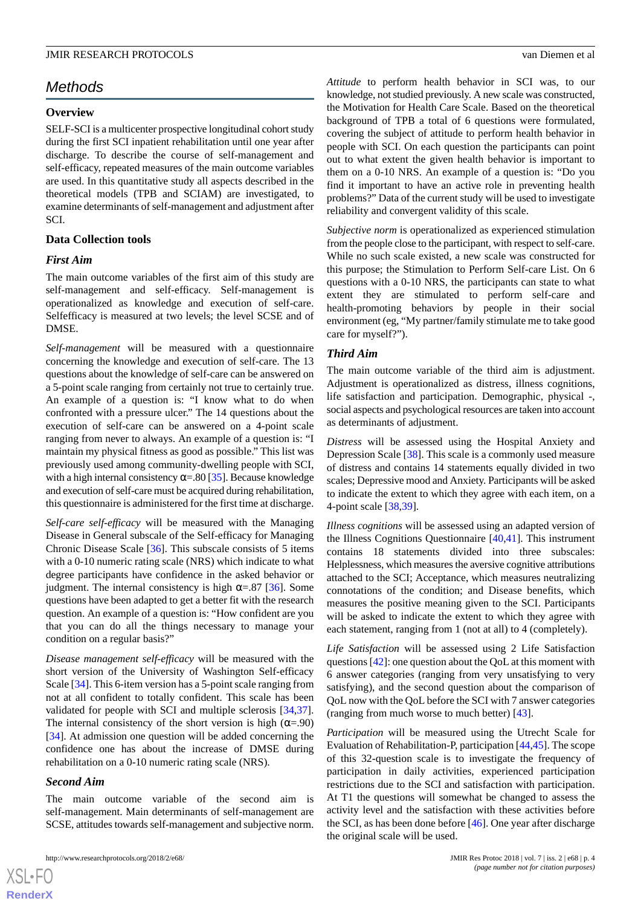## Methods

### Overview

SELF-SCI is a multicenter prospective longitudinal cohort study during the first SCI inpatient rehabilitation until one year after discharge. To describe the course of self-management and self-efficacy, repeated measures of the main outcome variables are used. In this quantitative study all aspects described in the theoretical models (TPB and SCIAM) are investigated, to examine determinants of self-management and adjustment after SCI.

### Data Collection tools

#### First Aim

The main outcome variables of the first aim of this study are self-management and self-efficacy. Self-management is operationalized as knowledge and execution of self-care. Selfefficacy is measured at two levels; the level SCSE and of DMSE.

*Self-management* will be measured with a questionnaire concerning the knowledge and execution of self-care. The 13 questions about the knowledge of self-care can be answered on a 5-point scale ranging from certainly not true to certainly true. An example of a question is: "I know what to do when confronted with a pressure ulcer." The 14 questions about the execution of self-care can be answered on a 4-point scale ranging from never to always. An example of a question is: "I maintain my physical fitness as good as possible." This list was previously used among community-dwelling people with SCI, with a high internal consistency α=.80 [35]. Because knowledge and execution of self-care must be acquired during rehabilitation, this questionnaire is administered for the first time at discharge.

*Self-care self-efficacy* will be measured with the Managing Disease in General subscale of the Self-efficacy for Managing Chronic Disease Scale [36]. This subscale consists of 5 items with a 0-10 numeric rating scale (NRS) which indicate to what degree participants have confidence in the asked behavior or judgment. The internal consistency is high α=.87 [36]. Some questions have been adapted to get a better fit with the research question. An example of a question is: "How confident are you that you can do all the things necessary to manage your condition on a regular basis?"

*Disease management self-efficacy* will be measured with the short version of the University of Washington Self-efficacy Scale [34]. This 6-item version has a 5-point scale ranging from not at all confident to totally confident. This scale has been validated for people with SCI and multiple sclerosis [34,37]. The internal consistency of the short version is high (α=.90) [34]. At admission one question will be added concerning the confidence one has about the increase of DMSE during rehabilitation on a 0-10 numeric rating scale (NRS).

#### Second Aim

The main outcome variable of the second aim is self-management. Main determinants of self-management are SCSE, attitudes towards self-management and subjective norm.

*Attitude* to perform health behavior in SCI was, to our knowledge, not studied previously. A new scale was constructed, the Motivation for Health Care Scale. Based on the theoretical background of TPB a total of 6 questions were formulated, covering the subject of attitude to perform health behavior in people with SCI. On each question the participants can point out to what extent the given health behavior is important to them on a 0-10 NRS. An example of a question is: "Do you find it important to have an active role in preventing health problems?" Data of the current study will be used to investigate reliability and convergent validity of this scale.

*Subjective norm* is operationalized as experienced stimulation from the people close to the participant, with respect to self-care. While no such scale existed, a new scale was constructed for this purpose; the Stimulation to Perform Self-care List. On 6 questions with a 0-10 NRS, the participants can state to what extent they are stimulated to perform self-care and health-promoting behaviors by people in their social environment (eg, "My partner/family stimulate me to take good care for myself?").

#### Third Aim

The main outcome variable of the third aim is adjustment. Adjustment is operationalized as distress, illness cognitions, life satisfaction and participation. Demographic, physical -, social aspects and psychological resources are taken into account as determinants of adjustment.

*Distress* will be assessed using the Hospital Anxiety and Depression Scale [38]. This scale is a commonly used measure of distress and contains 14 statements equally divided in two scales; Depressive mood and Anxiety. Participants will be asked to indicate the extent to which they agree with each item, on a 4-point scale [38,39].

*Illness cognitions* will be assessed using an adapted version of the Illness Cognitions Questionnaire [40,41]. This instrument contains 18 statements divided into three subscales: Helplessness, which measures the aversive cognitive attributions attached to the SCI; Acceptance, which measures neutralizing connotations of the condition; and Disease benefits, which measures the positive meaning given to the SCI. Participants will be asked to indicate the extent to which they agree with each statement, ranging from 1 (not at all) to 4 (completely).

*Life Satisfaction* will be assessed using 2 Life Satisfaction questions [42]: one question about the QoL at this moment with 6 answer categories (ranging from very unsatisfying to very satisfying), and the second question about the comparison of QoL now with the QoL before the SCI with 7 answer categories (ranging from much worse to much better) [43].

*Participation* will be measured using the Utrecht Scale for Evaluation of Rehabilitation-P, participation [44,45]. The scope of this 32-question scale is to investigate the frequency of participation in daily activities, experienced participation restrictions due to the SCI and satisfaction with participation. At T1 the questions will somewhat be changed to assess the activity level and the satisfaction with these activities before the SCI, as has been done before [46]. One year after discharge the original scale will be used.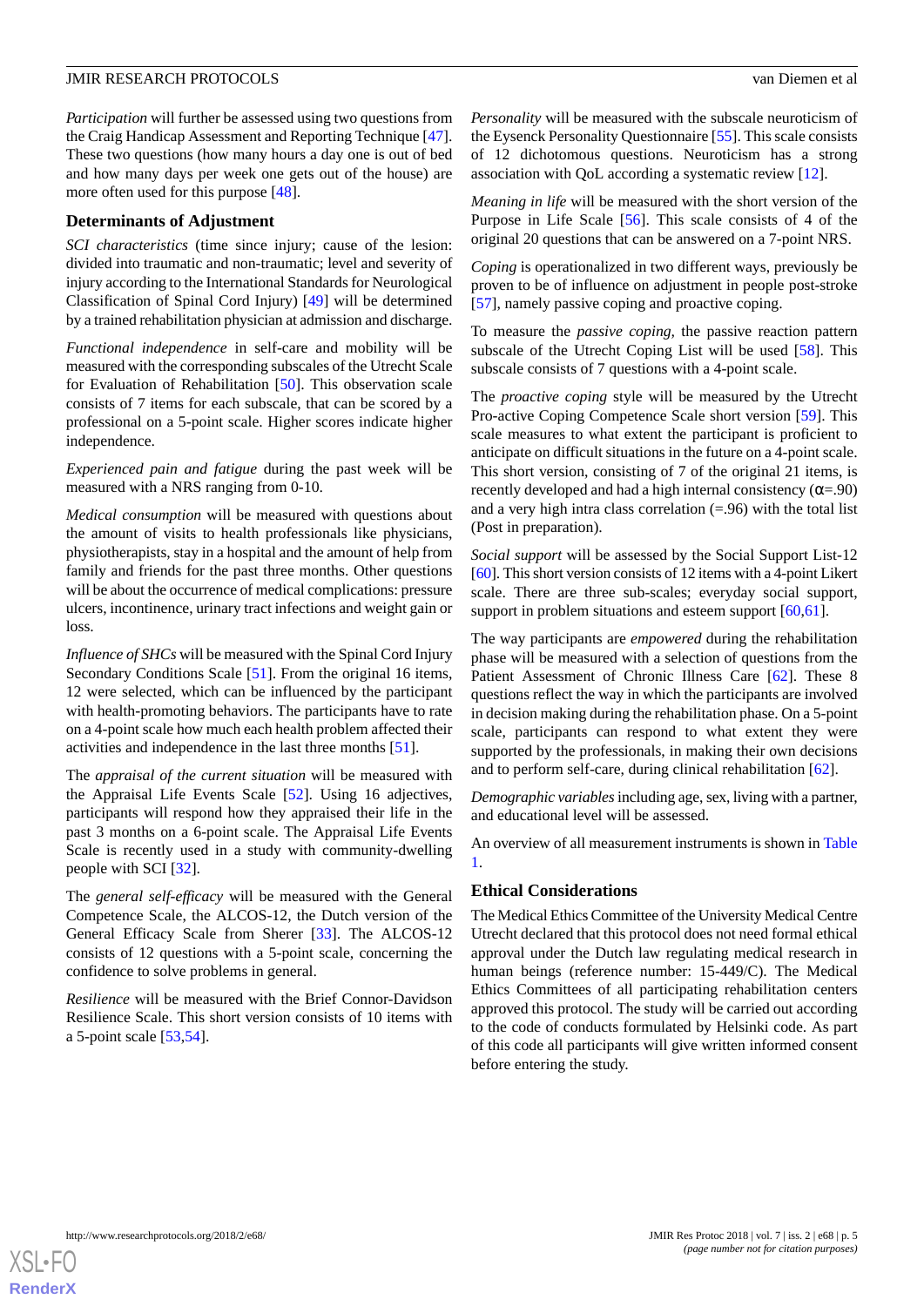*Participation* will further be assessed using two questions from the Craig Handicap Assessment and Reporting Technique [47]. These two questions (how many hours a day one is out of bed and how many days per week one gets out of the house) are more often used for this purpose [48].

### Determinants of Adjustment

*SCI characteristics* (time since injury; cause of the lesion: divided into traumatic and non-traumatic; level and severity of injury according to the International Standards for Neurological Classification of Spinal Cord Injury) [49] will be determined by a trained rehabilitation physician at admission and discharge.

*Functional independence* in self-care and mobility will be measured with the corresponding subscales of the Utrecht Scale for Evaluation of Rehabilitation [50]. This observation scale consists of 7 items for each subscale, that can be scored by a professional on a 5-point scale. Higher scores indicate higher independence.

*Experienced pain and fatigue* during the past week will be measured with a NRS ranging from 0-10.

*Medical consumption* will be measured with questions about the amount of visits to health professionals like physicians, physiotherapists, stay in a hospital and the amount of help from family and friends for the past three months. Other questions will be about the occurrence of medical complications: pressure ulcers, incontinence, urinary tract infections and weight gain or loss.

*Influence of SHCs* will be measured with the Spinal Cord Injury Secondary Conditions Scale [51]. From the original 16 items, 12 were selected, which can be influenced by the participant with health-promoting behaviors. The participants have to rate on a 4-point scale how much each health problem affected their activities and independence in the last three months [51].

The *appraisal of the current situation* will be measured with the Appraisal Life Events Scale [52]. Using 16 adjectives, participants will respond how they appraised their life in the past 3 months on a 6-point scale. The Appraisal Life Events Scale is recently used in a study with community-dwelling people with SCI [32].

The *general self-efficacy* will be measured with the General Competence Scale, the ALCOS-12, the Dutch version of the General Efficacy Scale from Sherer [33]. The ALCOS-12 consists of 12 questions with a 5-point scale, concerning the confidence to solve problems in general.

*Resilience* will be measured with the Brief Connor-Davidson Resilience Scale. This short version consists of 10 items with a 5-point scale [53,54].

*Personality* will be measured with the subscale neuroticism of the Eysenck Personality Questionnaire [55]. This scale consists of 12 dichotomous questions. Neuroticism has a strong association with QoL according a systematic review [12].

*Meaning in life* will be measured with the short version of the Purpose in Life Scale [56]. This scale consists of 4 of the original 20 questions that can be answered on a 7-point NRS.

*Coping* is operationalized in two different ways, previously be proven to be of influence on adjustment in people post-stroke [57], namely passive coping and proactive coping.

To measure the *passive coping*, the passive reaction pattern subscale of the Utrecht Coping List will be used [58]. This subscale consists of 7 questions with a 4-point scale.

The *proactive coping* style will be measured by the Utrecht Pro-active Coping Competence Scale short version [59]. This scale measures to what extent the participant is proficient to anticipate on difficult situations in the future on a 4-point scale. This short version, consisting of 7 of the original 21 items, is recently developed and had a high internal consistency ($\alpha$=.90) and a very high intra class correlation (=.96) with the total list (Post in preparation).

*Social support* will be assessed by the Social Support List-12 [60]. This short version consists of 12 items with a 4-point Likert scale. There are three sub-scales; everyday social support, support in problem situations and esteem support [60,61].

The way participants are *empowered* during the rehabilitation phase will be measured with a selection of questions from the Patient Assessment of Chronic Illness Care [62]. These 8 questions reflect the way in which the participants are involved in decision making during the rehabilitation phase. On a 5-point scale, participants can respond to what extent they were supported by the professionals, in making their own decisions and to perform self-care, during clinical rehabilitation [62].

*Demographic variables* including age, sex, living with a partner, and educational level will be assessed.

An overview of all measurement instruments is shown in Table 1.

### Ethical Considerations

The Medical Ethics Committee of the University Medical Centre Utrecht declared that this protocol does not need formal ethical approval under the Dutch law regulating medical research in human beings (reference number: 15-449/C). The Medical Ethics Committees of all participating rehabilitation centers approved this protocol. The study will be carried out according to the code of conducts formulated by Helsinki code. As part of this code all participants will give written informed consent before entering the study.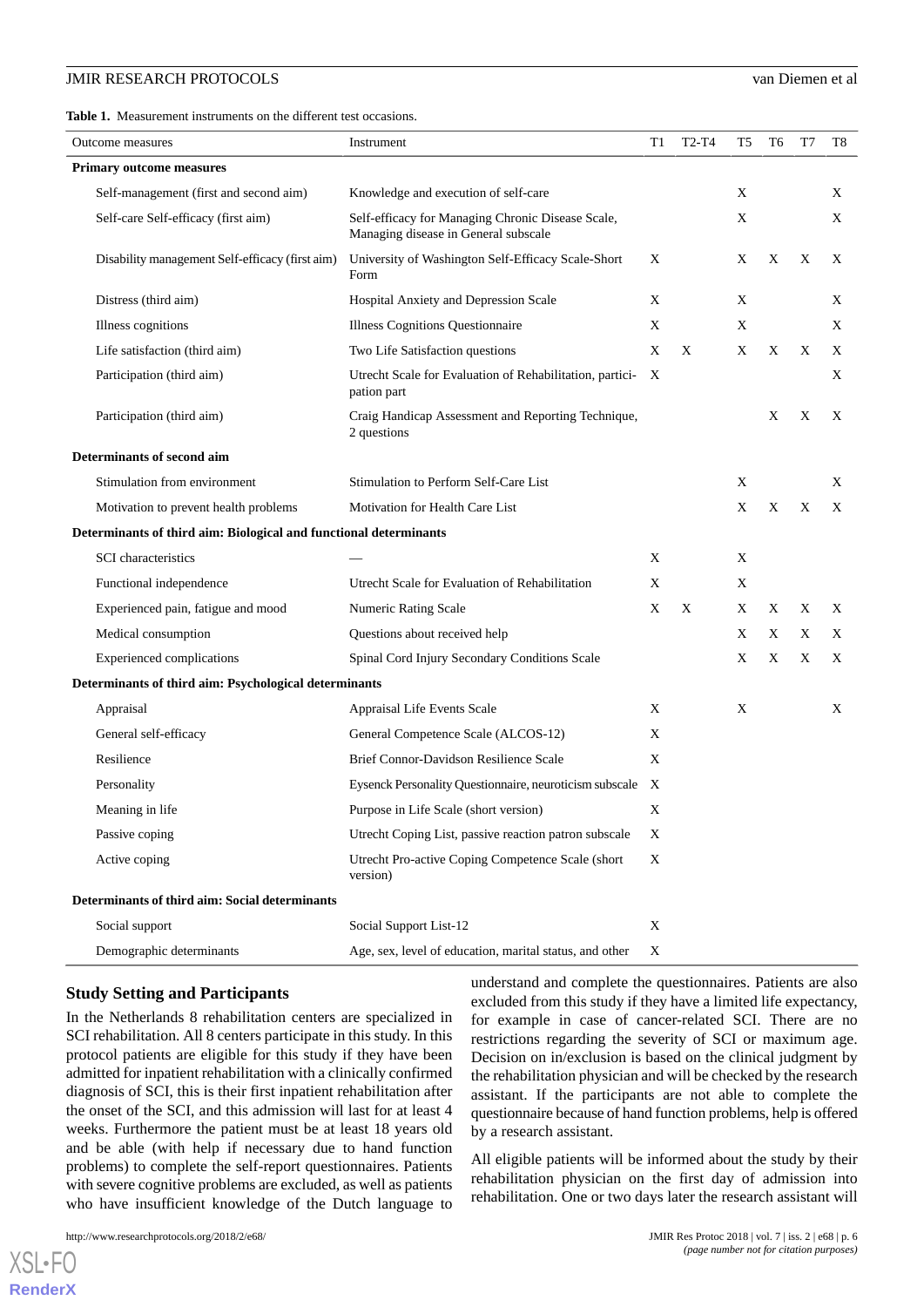**Table 1.** Measurement instruments on the different test occasions.

| Outcome measures | Instrument | T1 | T2-T4 | T5 | T6 | T7 | T8 |
|---|---|---|---|---|---|---|---|
| **Primary outcome measures** | | | | | | | |
| Self-management (first and second aim) | Knowledge and execution of self-care | | | X | | | X |
| Self-care Self-efficacy (first aim) | Self-efficacy for Managing Chronic Disease Scale, Managing disease in General subscale | | | X | | | X |
| Disability management Self-efficacy (first aim) | University of Washington Self-Efficacy Scale-Short Form | X | | X | X | X | X |
| Distress (third aim) | Hospital Anxiety and Depression Scale | X | | X | | | X |
| Illness cognitions | Illness Cognitions Questionnaire | X | | X | | | X |
| Life satisfaction (third aim) | Two Life Satisfaction questions | X | X | X | X | X | X |
| Participation (third aim) | Utrecht Scale for Evaluation of Rehabilitation, participation part | X | | | | | X |
| Participation (third aim) | Craig Handicap Assessment and Reporting Technique, 2 questions | | | | X | X | X |
| **Determinants of second aim** | | | | | | | |
| Stimulation from environment | Stimulation to Perform Self-Care List | | | X | | | X |
| Motivation to prevent health problems | Motivation for Health Care List | | | X | X | X | X |
| **Determinants of third aim: Biological and functional determinants** | | | | | | | |
| SCI characteristics | — | X | | X | | | |
| Functional independence | Utrecht Scale for Evaluation of Rehabilitation | X | | X | | | |
| Experienced pain, fatigue and mood | Numeric Rating Scale | X | X | X | X | X | X |
| Medical consumption | Questions about received help | | | X | X | X | X |
| Experienced complications | Spinal Cord Injury Secondary Conditions Scale | | | X | X | X | X |
| **Determinants of third aim: Psychological determinants** | | | | | | | |
| Appraisal | Appraisal Life Events Scale | X | | X | | | X |
| General self-efficacy | General Competence Scale (ALCOS-12) | X | | | | | |
| Resilience | Brief Connor-Davidson Resilience Scale | X | | | | | |
| Personality | Eysenck Personality Questionnaire, neuroticism subscale | X | | | | | |
| Meaning in life | Purpose in Life Scale (short version) | X | | | | | |
| Passive coping | Utrecht Coping List, passive reaction patron subscale | X | | | | | |
| Active coping | Utrecht Pro-active Coping Competence Scale (short version) | X | | | | | |
| **Determinants of third aim: Social determinants** | | | | | | | |
| Social support | Social Support List-12 | X | | | | | |
| Demographic determinants | Age, sex, level of education, marital status, and other | X | | | | | |

## Study Setting and Participants

In the Netherlands 8 rehabilitation centers are specialized in SCI rehabilitation. All 8 centers participate in this study. In this protocol patients are eligible for this study if they have been admitted for inpatient rehabilitation with a clinically confirmed diagnosis of SCI, this is their first inpatient rehabilitation after the onset of the SCI, and this admission will last for at least 4 weeks. Furthermore the patient must be at least 18 years old and be able (with help if necessary due to hand function problems) to complete the self-report questionnaires. Patients with severe cognitive problems are excluded, as well as patients who have insufficient knowledge of the Dutch language to understand and complete the questionnaires. Patients are also excluded from this study if they have a limited life expectancy, for example in case of cancer-related SCI. There are no restrictions regarding the severity of SCI or maximum age. Decision on in/exclusion is based on the clinical judgment by the rehabilitation physician and will be checked by the research assistant. If the participants are not able to complete the questionnaire because of hand function problems, help is offered by a research assistant.

All eligible patients will be informed about the study by their rehabilitation physician on the first day of admission into rehabilitation. One or two days later the research assistant will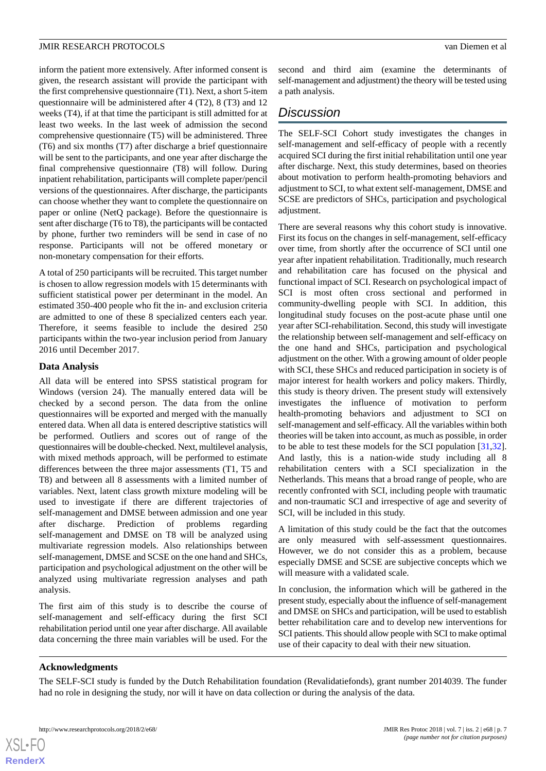inform the patient more extensively. After informed consent is given, the research assistant will provide the participant with the first comprehensive questionnaire (T1). Next, a short 5-item questionnaire will be administered after 4 (T2), 8 (T3) and 12 weeks (T4), if at that time the participant is still admitted for at least two weeks. In the last week of admission the second comprehensive questionnaire (T5) will be administered. Three (T6) and six months (T7) after discharge a brief questionnaire will be sent to the participants, and one year after discharge the final comprehensive questionnaire (T8) will follow. During inpatient rehabilitation, participants will complete paper/pencil versions of the questionnaires. After discharge, the participants can choose whether they want to complete the questionnaire on paper or online (NetQ package). Before the questionnaire is sent after discharge (T6 to T8), the participants will be contacted by phone, further two reminders will be send in case of no response. Participants will not be offered monetary or non-monetary compensation for their efforts.

A total of 250 participants will be recruited. This target number is chosen to allow regression models with 15 determinants with sufficient statistical power per determinant in the model. An estimated 350-400 people who fit the in- and exclusion criteria are admitted to one of these 8 specialized centers each year. Therefore, it seems feasible to include the desired 250 participants within the two-year inclusion period from January 2016 until December 2017.

### Data Analysis

All data will be entered into SPSS statistical program for Windows (version 24). The manually entered data will be checked by a second person. The data from the online questionnaires will be exported and merged with the manually entered data. When all data is entered descriptive statistics will be performed. Outliers and scores out of range of the questionnaires will be double-checked. Next, multilevel analysis, with mixed methods approach, will be performed to estimate differences between the three major assessments (T1, T5 and T8) and between all 8 assessments with a limited number of variables. Next, latent class growth mixture modeling will be used to investigate if there are different trajectories of self-management and DMSE between admission and one year after discharge. Prediction of problems regarding self-management and DMSE on T8 will be analyzed using multivariate regression models. Also relationships between self-management, DMSE and SCSE on the one hand and SHCs, participation and psychological adjustment on the other will be analyzed using multivariate regression analyses and path analysis.

The first aim of this study is to describe the course of self-management and self-efficacy during the first SCI rehabilitation period until one year after discharge. All available data concerning the three main variables will be used. For the second and third aim (examine the determinants of self-management and adjustment) the theory will be tested using a path analysis.

## Discussion

The SELF-SCI Cohort study investigates the changes in self-management and self-efficacy of people with a recently acquired SCI during the first initial rehabilitation until one year after discharge. Next, this study determines, based on theories about motivation to perform health-promoting behaviors and adjustment to SCI, to what extent self-management, DMSE and SCSE are predictors of SHCs, participation and psychological adjustment.

There are several reasons why this cohort study is innovative. First its focus on the changes in self-management, self-efficacy over time, from shortly after the occurrence of SCI until one year after inpatient rehabilitation. Traditionally, much research and rehabilitation care has focused on the physical and functional impact of SCI. Research on psychological impact of SCI is most often cross sectional and performed in community-dwelling people with SCI. In addition, this longitudinal study focuses on the post-acute phase until one year after SCI-rehabilitation. Second, this study will investigate the relationship between self-management and self-efficacy on the one hand and SHCs, participation and psychological adjustment on the other. With a growing amount of older people with SCI, these SHCs and reduced participation in society is of major interest for health workers and policy makers. Thirdly, this study is theory driven. The present study will extensively investigates the influence of motivation to perform health-promoting behaviors and adjustment to SCI on self-management and self-efficacy. All the variables within both theories will be taken into account, as much as possible, in order to be able to test these models for the SCI population [31,32]. And lastly, this is a nation-wide study including all 8 rehabilitation centers with a SCI specialization in the Netherlands. This means that a broad range of people, who are recently confronted with SCI, including people with traumatic and non-traumatic SCI and irrespective of age and severity of SCI, will be included in this study.

A limitation of this study could be the fact that the outcomes are only measured with self-assessment questionnaires. However, we do not consider this as a problem, because especially DMSE and SCSE are subjective concepts which we will measure with a validated scale.

In conclusion, the information which will be gathered in the present study, especially about the influence of self-management and DMSE on SHCs and participation, will be used to establish better rehabilitation care and to develop new interventions for SCI patients. This should allow people with SCI to make optimal use of their capacity to deal with their new situation.

### Acknowledgments

The SELF-SCI study is funded by the Dutch Rehabilitation foundation (Revalidatiefonds), grant number 2014039. The funder had no role in designing the study, nor will it have on data collection or during the analysis of the data.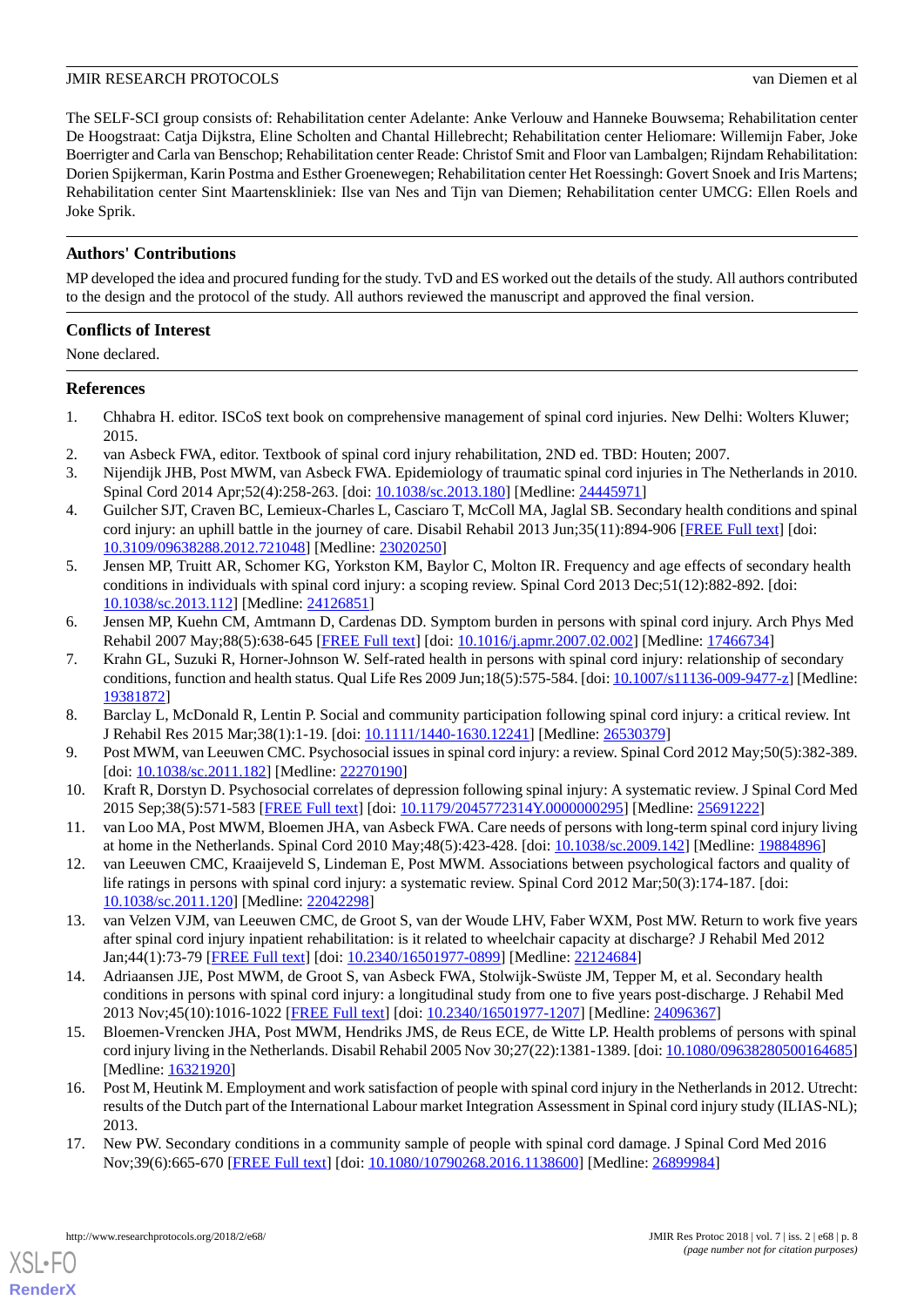The SELF-SCI group consists of: Rehabilitation center Adelante: Anke Verlouw and Hanneke Bouwsema; Rehabilitation center De Hoogstraat: Catja Dijkstra, Eline Scholten and Chantal Hillebrecht; Rehabilitation center Heliomare: Willemijn Faber, Joke Boerrigter and Carla van Benschop; Rehabilitation center Reade: Christof Smit and Floor van Lambalgen; Rijndam Rehabilitation: Dorien Spijkerman, Karin Postma and Esther Groenewegen; Rehabilitation center Het Roessingh: Govert Snoek and Iris Martens; Rehabilitation center Sint Maartenskliniek: Ilse van Nes and Tijn van Diemen; Rehabilitation center UMCG: Ellen Roels and Joke Sprik.

## Authors' Contributions

MP developed the idea and procured funding for the study. TvD and ES worked out the details of the study. All authors contributed to the design and the protocol of the study. All authors reviewed the manuscript and approved the final version.

## Conflicts of Interest

None declared.

## References

1. Chhabra H. editor. ISCoS text book on comprehensive management of spinal cord injuries. New Delhi: Wolters Kluwer; 2015.
2. van Asbeck FWA, editor. Textbook of spinal cord injury rehabilitation, 2ND ed. TBD: Houten; 2007.
3. Nijendijk JHB, Post MWM, van Asbeck FWA. Epidemiology of traumatic spinal cord injuries in The Netherlands in 2010. Spinal Cord 2014 Apr;52(4):258-263. [doi: 10.1038/sc.2013.180] [Medline: 24445971]
4. Guilcher SJT, Craven BC, Lemieux-Charles L, Casciaro T, McColl MA, Jaglal SB. Secondary health conditions and spinal cord injury: an uphill battle in the journey of care. Disabil Rehabil 2013 Jun;35(11):894-906 [FREE Full text] [doi: 10.3109/09638288.2012.721048] [Medline: 23020250]
5. Jensen MP, Truitt AR, Schomer KG, Yorkston KM, Baylor C, Molton IR. Frequency and age effects of secondary health conditions in individuals with spinal cord injury: a scoping review. Spinal Cord 2013 Dec;51(12):882-892. [doi: 10.1038/sc.2013.112] [Medline: 24126851]
6. Jensen MP, Kuehn CM, Amtmann D, Cardenas DD. Symptom burden in persons with spinal cord injury. Arch Phys Med Rehabil 2007 May;88(5):638-645 [FREE Full text] [doi: 10.1016/j.apmr.2007.02.002] [Medline: 17466734]
7. Krahn GL, Suzuki R, Horner-Johnson W. Self-rated health in persons with spinal cord injury: relationship of secondary conditions, function and health status. Qual Life Res 2009 Jun;18(5):575-584. [doi: 10.1007/s11136-009-9477-z] [Medline: 19381872]
8. Barclay L, McDonald R, Lentin P. Social and community participation following spinal cord injury: a critical review. Int J Rehabil Res 2015 Mar;38(1):1-19. [doi: 10.1111/1440-1630.12241] [Medline: 26530379]
9. Post MWM, van Leeuwen CMC. Psychosocial issues in spinal cord injury: a review. Spinal Cord 2012 May;50(5):382-389. [doi: 10.1038/sc.2011.182] [Medline: 22270190]
10. Kraft R, Dorstyn D. Psychosocial correlates of depression following spinal injury: A systematic review. J Spinal Cord Med 2015 Sep;38(5):571-583 [FREE Full text] [doi: 10.1179/2045772314Y.0000000295] [Medline: 25691222]
11. van Loo MA, Post MWM, Bloemen JHA, van Asbeck FWA. Care needs of persons with long-term spinal cord injury living at home in the Netherlands. Spinal Cord 2010 May;48(5):423-428. [doi: 10.1038/sc.2009.142] [Medline: 19884896]
12. van Leeuwen CMC, Kraaijeveld S, Lindeman E, Post MWM. Associations between psychological factors and quality of life ratings in persons with spinal cord injury: a systematic review. Spinal Cord 2012 Mar;50(3):174-187. [doi: 10.1038/sc.2011.120] [Medline: 22042298]
13. van Velzen VJM, van Leeuwen CMC, de Groot S, van der Woude LHV, Faber WXM, Post MW. Return to work five years after spinal cord injury inpatient rehabilitation: is it related to wheelchair capacity at discharge? J Rehabil Med 2012 Jan;44(1):73-79 [FREE Full text] [doi: 10.2340/16501977-0899] [Medline: 22124684]
14. Adriaansen JJE, Post MWM, de Groot S, van Asbeck FWA, Stolwijk-Swüste JM, Tepper M, et al. Secondary health conditions in persons with spinal cord injury: a longitudinal study from one to five years post-discharge. J Rehabil Med 2013 Nov;45(10):1016-1022 [FREE Full text] [doi: 10.2340/16501977-1207] [Medline: 24096367]
15. Bloemen-Vrencken JHA, Post MWM, Hendriks JMS, de Reus ECE, de Witte LP. Health problems of persons with spinal cord injury living in the Netherlands. Disabil Rehabil 2005 Nov 30;27(22):1381-1389. [doi: 10.1080/09638280500164685] [Medline: 16321920]
16. Post M, Heutink M. Employment and work satisfaction of people with spinal cord injury in the Netherlands in 2012. Utrecht: results of the Dutch part of the International Labour market Integration Assessment in Spinal cord injury study (ILIAS-NL); 2013.
17. New PW. Secondary conditions in a community sample of people with spinal cord damage. J Spinal Cord Med 2016 Nov;39(6):665-670 [FREE Full text] [doi: 10.1080/10790268.2016.1138600] [Medline: 26899984]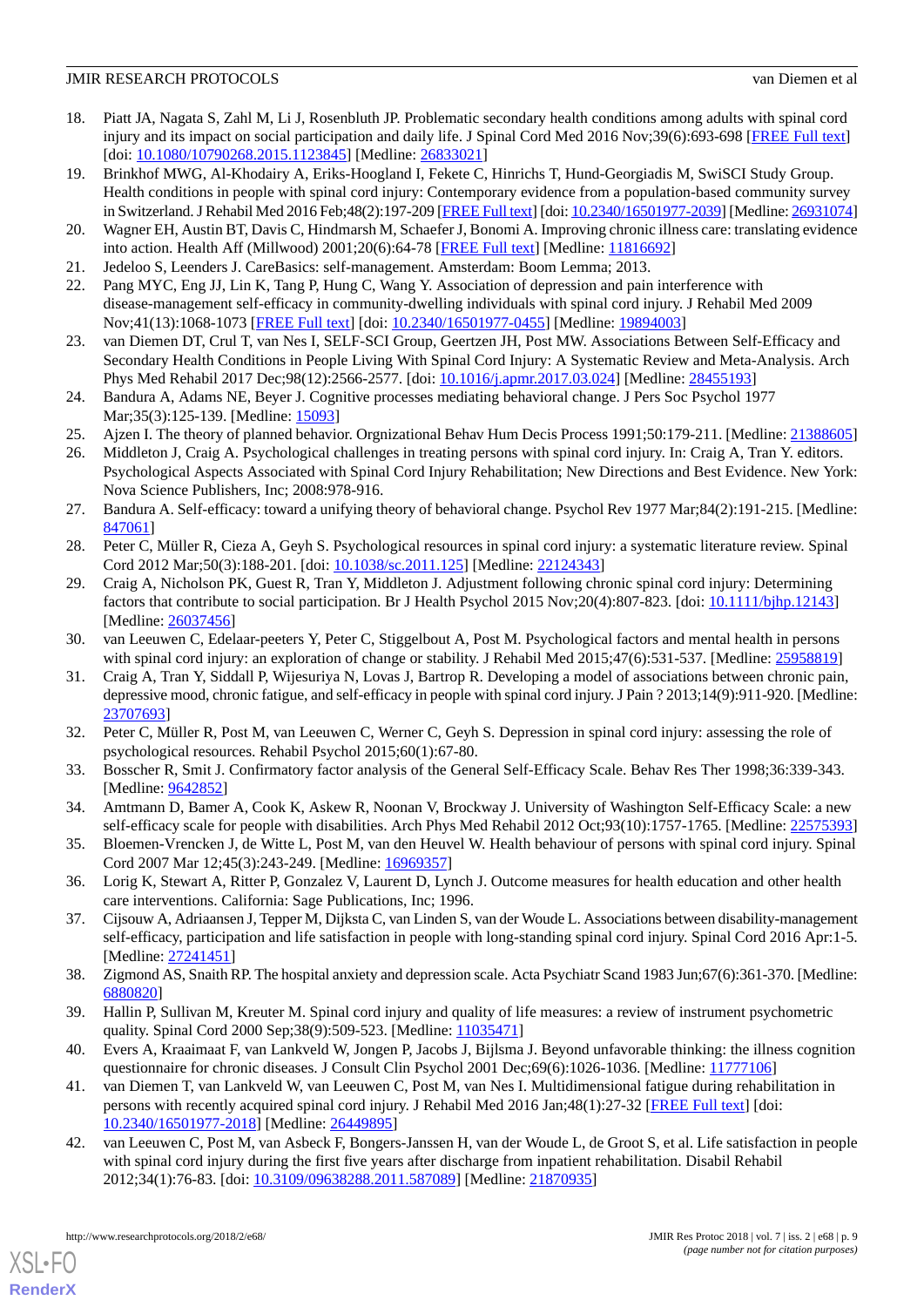18. Piatt JA, Nagata S, Zahl M, Li J, Rosenbluth JP. Problematic secondary health conditions among adults with spinal cord injury and its impact on social participation and daily life. J Spinal Cord Med 2016 Nov;39(6):693-698 [FREE Full text] [doi: 10.1080/10790268.2015.1123845] [Medline: 26833021]
19. Brinkhof MWG, Al-Khodairy A, Eriks-Hoogland I, Fekete C, Hinrichs T, Hund-Georgiadis M, SwiSCI Study Group. Health conditions in people with spinal cord injury: Contemporary evidence from a population-based community survey in Switzerland. J Rehabil Med 2016 Feb;48(2):197-209 [FREE Full text] [doi: 10.2340/16501977-2039] [Medline: 26931074]
20. Wagner EH, Austin BT, Davis C, Hindmarsh M, Schaefer J, Bonomi A. Improving chronic illness care: translating evidence into action. Health Aff (Millwood) 2001;20(6):64-78 [FREE Full text] [Medline: 11816692]
21. Jedeloo S, Leenders J. CareBasics: self-management. Amsterdam: Boom Lemma; 2013.
22. Pang MYC, Eng JJ, Lin K, Tang P, Hung C, Wang Y. Association of depression and pain interference with disease-management self-efficacy in community-dwelling individuals with spinal cord injury. J Rehabil Med 2009 Nov;41(13):1068-1073 [FREE Full text] [doi: 10.2340/16501977-0455] [Medline: 19894003]
23. van Diemen DT, Crul T, van Nes I, SELF-SCI Group, Geertzen JH, Post MW. Associations Between Self-Efficacy and Secondary Health Conditions in People Living With Spinal Cord Injury: A Systematic Review and Meta-Analysis. Arch Phys Med Rehabil 2017 Dec;98(12):2566-2577. [doi: 10.1016/j.apmr.2017.03.024] [Medline: 28455193]
24. Bandura A, Adams NE, Beyer J. Cognitive processes mediating behavioral change. J Pers Soc Psychol 1977 Mar;35(3):125-139. [Medline: 15093]
25. Ajzen I. The theory of planned behavior. Orgnizational Behav Hum Decis Process 1991;50:179-211. [Medline: 21388605]
26. Middleton J, Craig A. Psychological challenges in treating persons with spinal cord injury. In: Craig A, Tran Y. editors. Psychological Aspects Associated with Spinal Cord Injury Rehabilitation; New Directions and Best Evidence. New York: Nova Science Publishers, Inc; 2008:978-916.
27. Bandura A. Self-efficacy: toward a unifying theory of behavioral change. Psychol Rev 1977 Mar;84(2):191-215. [Medline: 847061]
28. Peter C, Müller R, Cieza A, Geyh S. Psychological resources in spinal cord injury: a systematic literature review. Spinal Cord 2012 Mar;50(3):188-201. [doi: 10.1038/sc.2011.125] [Medline: 22124343]
29. Craig A, Nicholson PK, Guest R, Tran Y, Middleton J. Adjustment following chronic spinal cord injury: Determining factors that contribute to social participation. Br J Health Psychol 2015 Nov;20(4):807-823. [doi: 10.1111/bjhp.12143] [Medline: 26037456]
30. van Leeuwen C, Edelaar-peeters Y, Peter C, Stiggelbout A, Post M. Psychological factors and mental health in persons with spinal cord injury: an exploration of change or stability. J Rehabil Med 2015;47(6):531-537. [Medline: 25958819]
31. Craig A, Tran Y, Siddall P, Wijesuriya N, Lovas J, Bartrop R. Developing a model of associations between chronic pain, depressive mood, chronic fatigue, and self-efficacy in people with spinal cord injury. J Pain ? 2013;14(9):911-920. [Medline: 23707693]
32. Peter C, Müller R, Post M, van Leeuwen C, Werner C, Geyh S. Depression in spinal cord injury: assessing the role of psychological resources. Rehabil Psychol 2015;60(1):67-80.
33. Bosscher R, Smit J. Confirmatory factor analysis of the General Self-Efficacy Scale. Behav Res Ther 1998;36:339-343. [Medline: 9642852]
34. Amtmann D, Bamer A, Cook K, Askew R, Noonan V, Brockway J. University of Washington Self-Efficacy Scale: a new self-efficacy scale for people with disabilities. Arch Phys Med Rehabil 2012 Oct;93(10):1757-1765. [Medline: 22575393]
35. Bloemen-Vrencken J, de Witte L, Post M, van den Heuvel W. Health behaviour of persons with spinal cord injury. Spinal Cord 2007 Mar 12;45(3):243-249. [Medline: 16969357]
36. Lorig K, Stewart A, Ritter P, Gonzalez V, Laurent D, Lynch J. Outcome measures for health education and other health care interventions. California: Sage Publications, Inc; 1996.
37. Cijsouw A, Adriaansen J, Tepper M, Dijksta C, van Linden S, van der Woude L. Associations between disability-management self-efficacy, participation and life satisfaction in people with long-standing spinal cord injury. Spinal Cord 2016 Apr:1-5. [Medline: 27241451]
38. Zigmond AS, Snaith RP. The hospital anxiety and depression scale. Acta Psychiatr Scand 1983 Jun;67(6):361-370. [Medline: 6880820]
39. Hallin P, Sullivan M, Kreuter M. Spinal cord injury and quality of life measures: a review of instrument psychometric quality. Spinal Cord 2000 Sep;38(9):509-523. [Medline: 11035471]
40. Evers A, Kraaimaat F, van Lankveld W, Jongen P, Jacobs J, Bijlsma J. Beyond unfavorable thinking: the illness cognition questionnaire for chronic diseases. J Consult Clin Psychol 2001 Dec;69(6):1026-1036. [Medline: 11777106]
41. van Diemen T, van Lankveld W, van Leeuwen C, Post M, van Nes I. Multidimensional fatigue during rehabilitation in persons with recently acquired spinal cord injury. J Rehabil Med 2016 Jan;48(1):27-32 [FREE Full text] [doi: 10.2340/16501977-2018] [Medline: 26449895]
42. van Leeuwen C, Post M, van Asbeck F, Bongers-Janssen H, van der Woude L, de Groot S, et al. Life satisfaction in people with spinal cord injury during the first five years after discharge from inpatient rehabilitation. Disabil Rehabil 2012;34(1):76-83. [doi: 10.3109/09638288.2011.587089] [Medline: 21870935]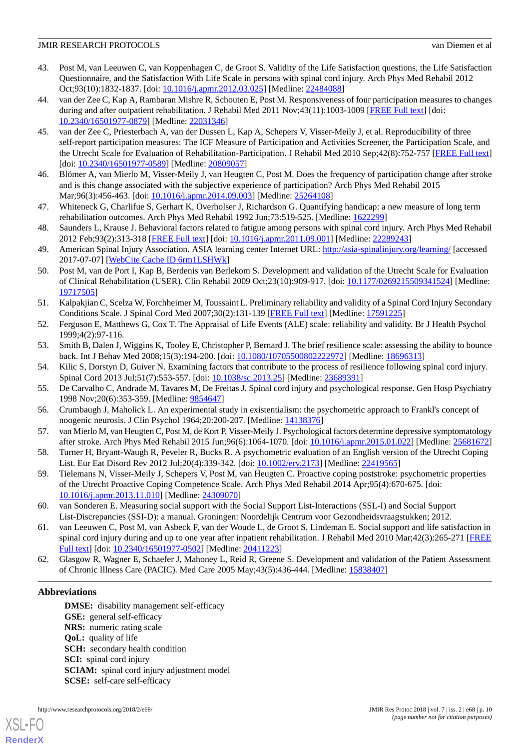43. Post M, van Leeuwen C, van Koppenhagen C, de Groot S. Validity of the Life Satisfaction questions, the Life Satisfaction Questionnaire, and the Satisfaction With Life Scale in persons with spinal cord injury. Arch Phys Med Rehabil 2012 Oct;93(10):1832-1837. [doi: 10.1016/j.apmr.2012.03.025] [Medline: 22484088]
44. van der Zee C, Kap A, Rambaran Mishre R, Schouten E, Post M. Responsiveness of four participation measures to changes during and after outpatient rehabilitation. J Rehabil Med 2011 Nov;43(11):1003-1009 [FREE Full text] [doi: 10.2340/16501977-0879] [Medline: 22031346]
45. van der Zee C, Priesterbach A, van der Dussen L, Kap A, Schepers V, Visser-Meily J, et al. Reproducibility of three self-report participation measures: The ICF Measure of Participation and Activities Screener, the Participation Scale, and the Utrecht Scale for Evaluation of Rehabilitation-Participation. J Rehabil Med 2010 Sep;42(8):752-757 [FREE Full text] [doi: 10.2340/16501977-0589] [Medline: 20809057]
46. Blömer A, van Mierlo M, Visser-Meily J, van Heugten C, Post M. Does the frequency of participation change after stroke and is this change associated with the subjective experience of participation? Arch Phys Med Rehabil 2015 Mar;96(3):456-463. [doi: 10.1016/j.apmr.2014.09.003] [Medline: 25264108]
47. Whiteneck G, Charlifue S, Gerhart K, Overholser J, Richardson G. Quantifying handicap: a new measure of long term rehabilitation outcomes. Arch Phys Med Rehabil 1992 Jun;73:519-525. [Medline: 1622299]
48. Saunders L, Krause J. Behavioral factors related to fatigue among persons with spinal cord injury. Arch Phys Med Rehabil 2012 Feb;93(2):313-318 [FREE Full text] [doi: 10.1016/j.apmr.2011.09.001] [Medline: 22289243]
49. American Spinal Injury Association. ASIA learning center Internet URL: http://asia-spinalinjury.org/learning/ [accessed 2017-07-07] [WebCite Cache ID 6rm1LSHWk]
50. Post M, van de Port I, Kap B, Berdenis van Berlekom S. Development and validation of the Utrecht Scale for Evaluation of Clinical Rehabilitation (USER). Clin Rehabil 2009 Oct;23(10):909-917. [doi: 10.1177/0269215509341524] [Medline: 19717505]
51. Kalpakjian C, Scelza W, Forchheimer M, Toussaint L. Preliminary reliability and validity of a Spinal Cord Injury Secondary Conditions Scale. J Spinal Cord Med 2007;30(2):131-139 [FREE Full text] [Medline: 17591225]
52. Ferguson E, Matthews G, Cox T. The Appraisal of Life Events (ALE) scale: reliability and validity. Br J Health Psychol 1999;4(2):97-116.
53. Smith B, Dalen J, Wiggins K, Tooley E, Christopher P, Bernard J. The brief resilience scale: assessing the ability to bounce back. Int J Behav Med 2008;15(3):194-200. [doi: 10.1080/10705500802222972] [Medline: 18696313]
54. Kilic S, Dorstyn D, Guiver N. Examining factors that contribute to the process of resilience following spinal cord injury. Spinal Cord 2013 Jul;51(7):553-557. [doi: 10.1038/sc.2013.25] [Medline: 23689391]
55. De Carvalho C, Andrade M, Tavares M, De Freitas J. Spinal cord injury and psychological response. Gen Hosp Psychiatry 1998 Nov;20(6):353-359. [Medline: 9854647]
56. Crumbaugh J, Maholick L. An experimental study in existentialism: the psychometric approach to Frankl's concept of noogenic neurosis. J Clin Psychol 1964;20:200-207. [Medline: 14138376]
57. van Mierlo M, van Heugten C, Post M, de Kort P, Visser-Meily J. Psychological factors determine depressive symptomatology after stroke. Arch Phys Med Rehabil 2015 Jun;96(6):1064-1070. [doi: 10.1016/j.apmr.2015.01.022] [Medline: 25681672]
58. Turner H, Bryant-Waugh R, Peveler R, Bucks R. A psychometric evaluation of an English version of the Utrecht Coping List. Eur Eat Disord Rev 2012 Jul;20(4):339-342. [doi: 10.1002/erv.2173] [Medline: 22419565]
59. Tielemans N, Visser-Meily J, Schepers V, Post M, van Heugten C. Proactive coping poststroke: psychometric properties of the Utrecht Proactive Coping Competence Scale. Arch Phys Med Rehabil 2014 Apr;95(4):670-675. [doi: 10.1016/j.apmr.2013.11.010] [Medline: 24309070]
60. van Sonderen E. Measuring social support with the Social Support List-Interactions (SSL-I) and Social Support List-Discrepancies (SSI-D): a manual. Groningen: Noordelijk Centrum voor Gezondheidsvraagstukken; 2012.
61. van Leeuwen C, Post M, van Asbeck F, van der Woude L, de Groot S, Lindeman E. Social support and life satisfaction in spinal cord injury during and up to one year after inpatient rehabilitation. J Rehabil Med 2010 Mar;42(3):265-271 [FREE Full text] [doi: 10.2340/16501977-0502] [Medline: 20411223]
62. Glasgow R, Wagner E, Schaefer J, Mahoney L, Reid R, Greene S. Development and validation of the Patient Assessment of Chronic Illness Care (PACIC). Med Care 2005 May;43(5):436-444. [Medline: 15838407]

## Abbreviations

**DMSE:** disability management self-efficacy
**GSE:** general self-efficacy
**NRS:** numeric rating scale
**QoL:** quality of life
**SCH:** secondary health condition
**SCI:** spinal cord injury
**SCIAM:** spinal cord injury adjustment model
**SCSE:** self-care self-efficacy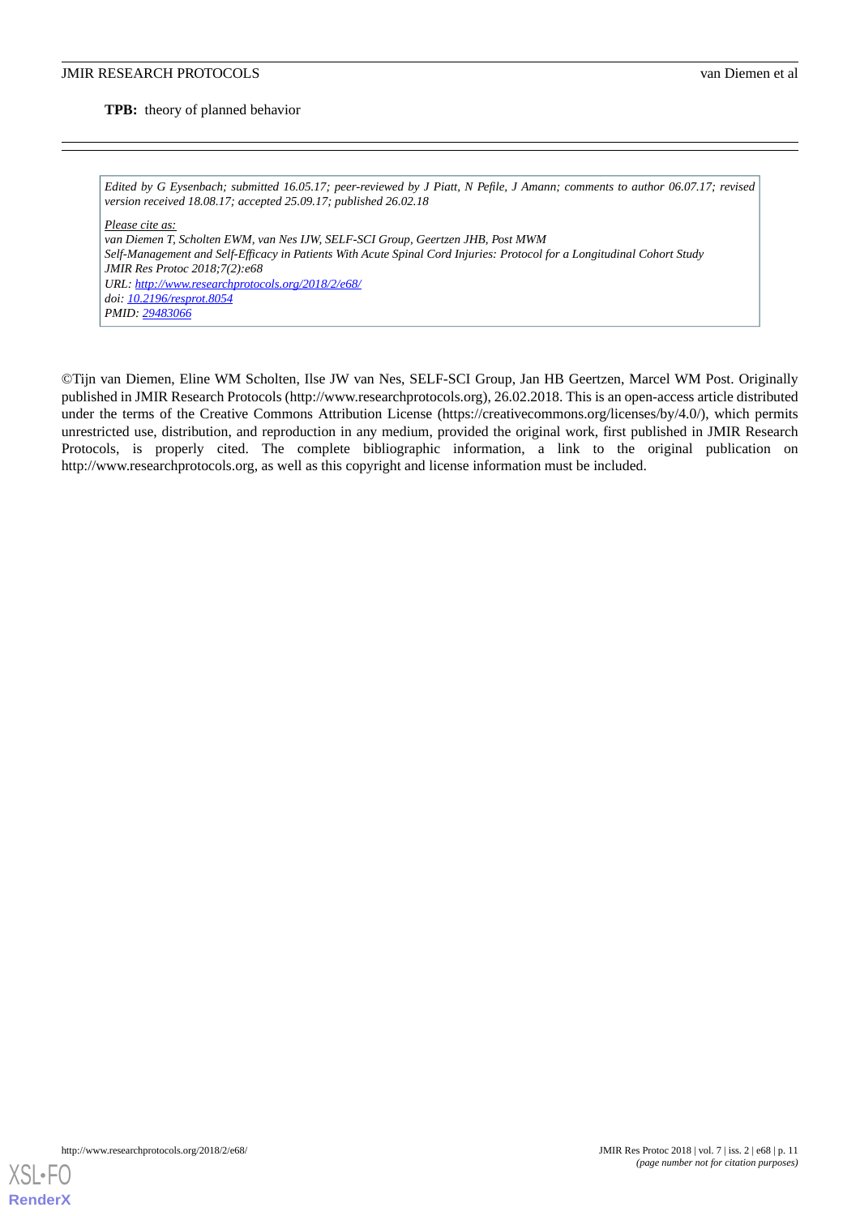**TPB:** theory of planned behavior

---

*Edited by G Eysenbach; submitted 16.05.17; peer-reviewed by J Piatt, N Pefile, J Amann; comments to author 06.07.17; revised version received 18.08.17; accepted 25.09.17; published 26.02.18*

*Please cite as:*
*van Diemen T, Scholten EWM, van Nes IJW, SELF-SCI Group, Geertzen JHB, Post MWM*
*Self-Management and Self-Efficacy in Patients With Acute Spinal Cord Injuries: Protocol for a Longitudinal Cohort Study*
*JMIR Res Protoc 2018;7(2):e68*
*URL: http://www.researchprotocols.org/2018/2/e68/*
*doi: 10.2196/resprot.8054*
*PMID: 29483066*

©Tijn van Diemen, Eline WM Scholten, Ilse JW van Nes, SELF-SCI Group, Jan HB Geertzen, Marcel WM Post. Originally published in JMIR Research Protocols (http://www.researchprotocols.org), 26.02.2018. This is an open-access article distributed under the terms of the Creative Commons Attribution License (https://creativecommons.org/licenses/by/4.0/), which permits unrestricted use, distribution, and reproduction in any medium, provided the original work, first published in JMIR Research Protocols, is properly cited. The complete bibliographic information, a link to the original publication on http://www.researchprotocols.org, as well as this copyright and license information must be included.